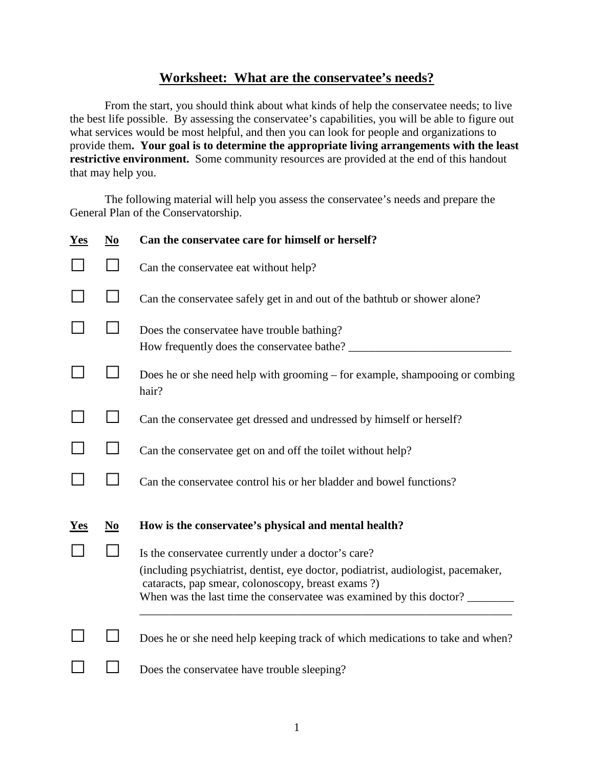## Worksheet: What are the conservatee's needs?

From the start, you should think about what kinds of help the conservatee needs; to live the best life possible. By assessing the conservatee's capabilities, you will be able to figure out what services would be most helpful, and then you can look for people and organizations to provide them**. Your goal is to determine the appropriate living arrangements with the least restrictive environment.** Some community resources are provided at the end of this handout that may help you.

The following material will help you assess the conservatee's needs and prepare the General Plan of the Conservatorship.

| Yes | No | Can the conservatee care for himself or herself? |
|---|---|---|
| ☐ | ☐ | Can the conservatee eat without help? |
| ☐ | ☐ | Can the conservatee safely get in and out of the bathtub or shower alone? |
| ☐ | ☐ | Does the conservatee have trouble bathing? How frequently does the conservatee bathe? ____________________________ |
| ☐ | ☐ | Does he or she need help with grooming – for example, shampooing or combing hair? |
| ☐ | ☐ | Can the conservatee get dressed and undressed by himself or herself? |
| ☐ | ☐ | Can the conservatee get on and off the toilet without help? |
| ☐ | ☐ | Can the conservatee control his or her bladder and bowel functions? |

| Yes | No | How is the conservatee's physical and mental health? |
|---|---|---|
| ☐ | ☐ | Is the conservatee currently under a doctor's care? (including psychiatrist, dentist, eye doctor, podiatrist, audiologist, pacemaker, cataracts, pap smear, colonoscopy, breast exams ?) When was the last time the conservatee was examined by this doctor? ________ ________________________________________________________________ |
| ☐ | ☐ | Does he or she need help keeping track of which medications to take and when? |
| ☐ | ☐ | Does the conservatee have trouble sleeping? |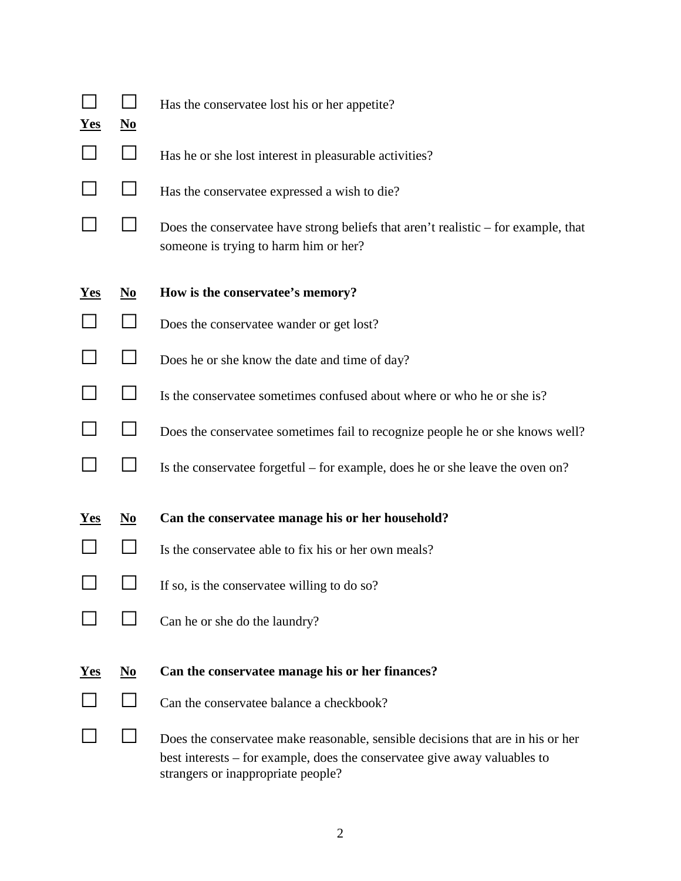| Yes | No | |
|---|---|---|
| ☐ | ☐ | Has the conservatee lost his or her appetite? |
| ☐ | ☐ | Has he or she lost interest in pleasurable activities? |
| ☐ | ☐ | Has the conservatee expressed a wish to die? |
| ☐ | ☐ | Does the conservatee have strong beliefs that aren't realistic – for example, that someone is trying to harm him or her? |

| Yes | No | **How is the conservatee's memory?** |
|---|---|---|
| ☐ | ☐ | Does the conservatee wander or get lost? |
| ☐ | ☐ | Does he or she know the date and time of day? |
| ☐ | ☐ | Is the conservatee sometimes confused about where or who he or she is? |
| ☐ | ☐ | Does the conservatee sometimes fail to recognize people he or she knows well? |
| ☐ | ☐ | Is the conservatee forgetful – for example, does he or she leave the oven on? |

| Yes | No | **Can the conservatee manage his or her household?** |
|---|---|---|
| ☐ | ☐ | Is the conservatee able to fix his or her own meals? |
| ☐ | ☐ | If so, is the conservatee willing to do so? |
| ☐ | ☐ | Can he or she do the laundry? |

| Yes | No | **Can the conservatee manage his or her finances?** |
|---|---|---|
| ☐ | ☐ | Can the conservatee balance a checkbook? |
| ☐ | ☐ | Does the conservatee make reasonable, sensible decisions that are in his or her best interests – for example, does the conservatee give away valuables to strangers or inappropriate people? |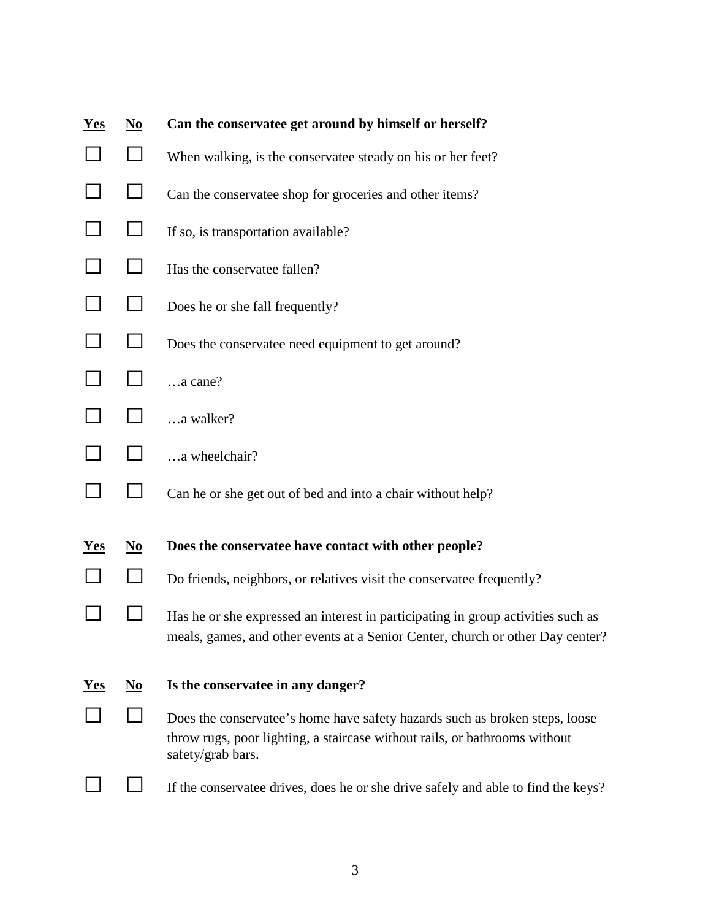| Yes | No | Can the conservatee get around by himself or herself? |
|---|---|---|
| ☐ | ☐ | When walking, is the conservatee steady on his or her feet? |
| ☐ | ☐ | Can the conservatee shop for groceries and other items? |
| ☐ | ☐ | If so, is transportation available? |
| ☐ | ☐ | Has the conservatee fallen? |
| ☐ | ☐ | Does he or she fall frequently? |
| ☐ | ☐ | Does the conservatee need equipment to get around? |
| ☐ | ☐ | …a cane? |
| ☐ | ☐ | …a walker? |
| ☐ | ☐ | …a wheelchair? |
| ☐ | ☐ | Can he or she get out of bed and into a chair without help? |

| Yes | No | Does the conservatee have contact with other people? |
|---|---|---|
| ☐ | ☐ | Do friends, neighbors, or relatives visit the conservatee frequently? |
| ☐ | ☐ | Has he or she expressed an interest in participating in group activities such as meals, games, and other events at a Senior Center, church or other Day center? |

| Yes | No | Is the conservatee in any danger? |
|---|---|---|
| ☐ | ☐ | Does the conservatee's home have safety hazards such as broken steps, loose throw rugs, poor lighting, a staircase without rails, or bathrooms without safety/grab bars. |
| ☐ | ☐ | If the conservatee drives, does he or she drive safely and able to find the keys? |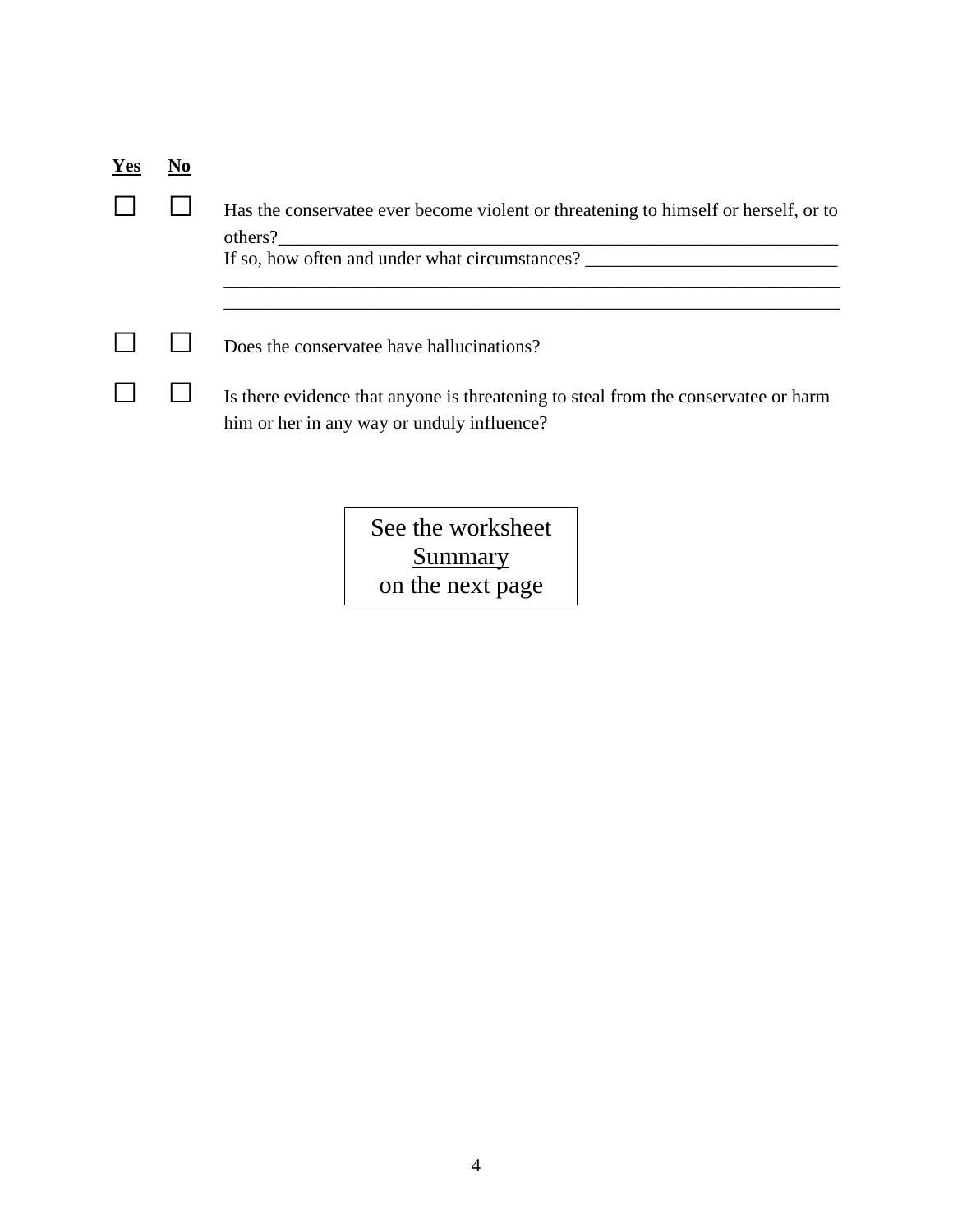| **Yes** | **No** | |
|---|---|---|
| ☐ | ☐ | Has the conservatee ever become violent or threatening to himself or herself, or to others?________________________________________________________________ If so, how often and under what circumstances? ___________________________ ____________________________________________________________________ ____________________________________________________________________ |
| ☐ | ☐ | Does the conservatee have hallucinations? |
| ☐ | ☐ | Is there evidence that anyone is threatening to steal from the conservatee or harm him or her in any way or unduly influence? |

See the worksheet
Summary
on the next page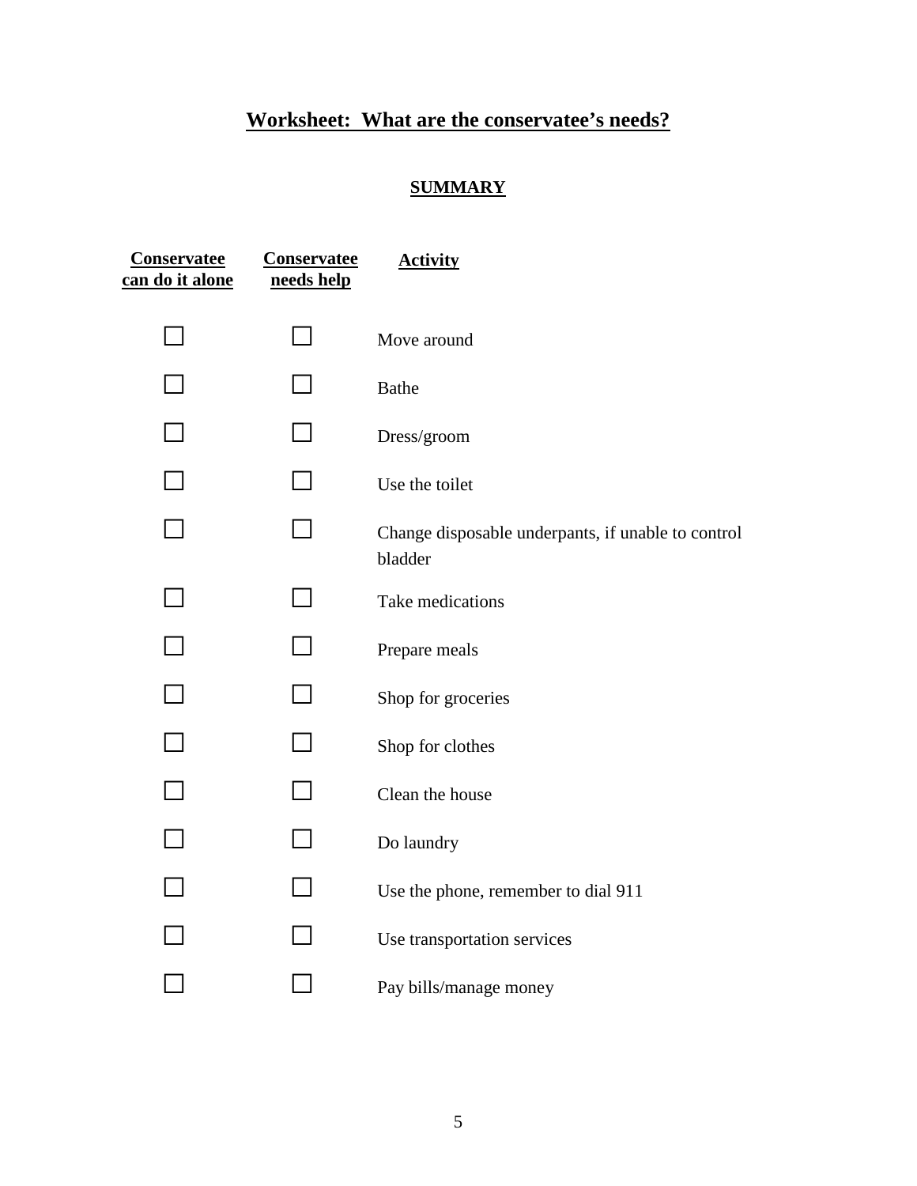# Worksheet: What are the conservatee's needs?

## SUMMARY

| Conservatee can do it alone | Conservatee needs help | Activity |
| --- | --- | --- |
| ☐ | ☐ | Move around |
| ☐ | ☐ | Bathe |
| ☐ | ☐ | Dress/groom |
| ☐ | ☐ | Use the toilet |
| ☐ | ☐ | Change disposable underpants, if unable to control bladder |
| ☐ | ☐ | Take medications |
| ☐ | ☐ | Prepare meals |
| ☐ | ☐ | Shop for groceries |
| ☐ | ☐ | Shop for clothes |
| ☐ | ☐ | Clean the house |
| ☐ | ☐ | Do laundry |
| ☐ | ☐ | Use the phone, remember to dial 911 |
| ☐ | ☐ | Use transportation services |
| ☐ | ☐ | Pay bills/manage money |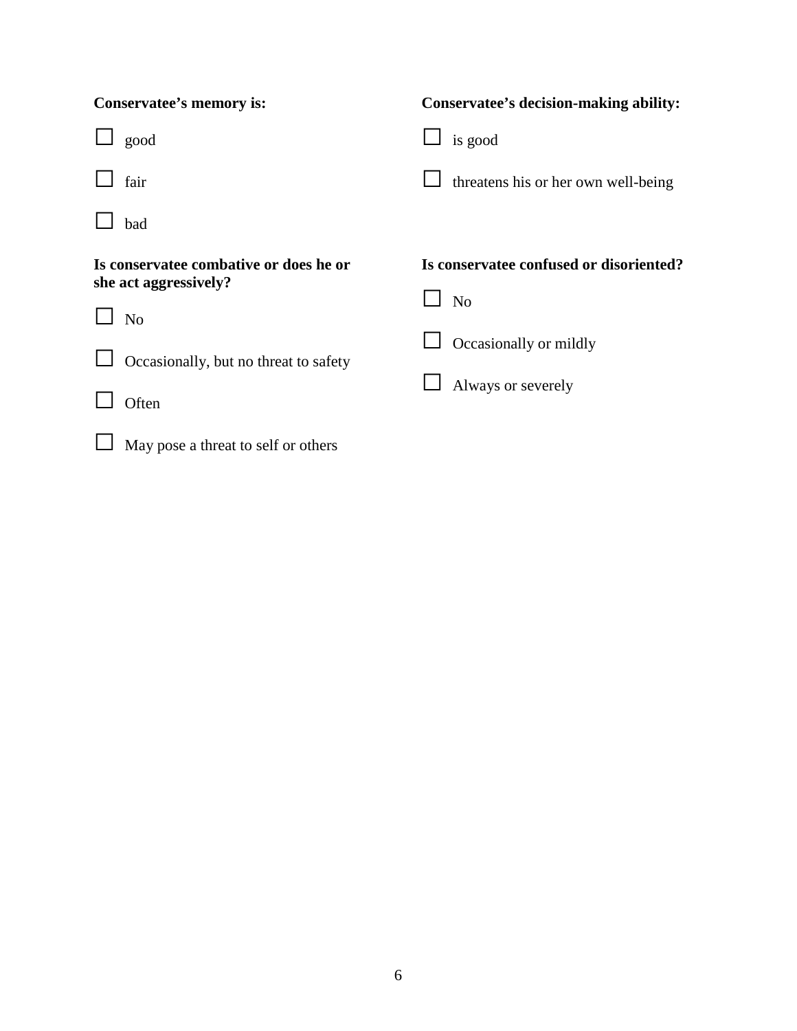**Conservatee's memory is:**

- ☐ good
- ☐ fair
- ☐ bad

**Conservatee's decision-making ability:**

- ☐ is good
- ☐ threatens his or her own well-being

**Is conservatee combative or does he or she act aggressively?**

- ☐ No
- ☐ Occasionally, but no threat to safety
- ☐ Often
- ☐ May pose a threat to self or others

**Is conservatee confused or disoriented?**

- ☐ No
- ☐ Occasionally or mildly
- ☐ Always or severely